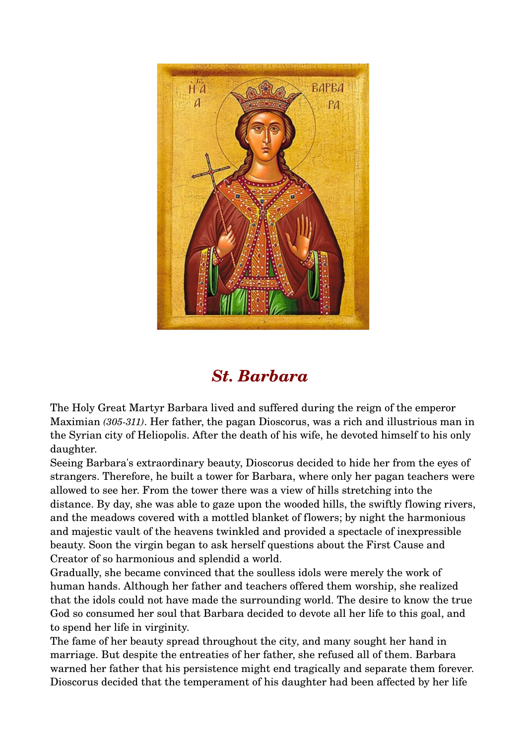## *St. Barbara*

The Holy Great Martyr Barbara lived and suffered during the reign of the emperor Maximian *(305-311)*. Her father, the pagan Dioscorus, was a rich and illustrious man in the Syrian city of Heliopolis. After the death of his wife, he devoted himself to his only daughter.

Seeing Barbara's extraordinary beauty, Dioscorus decided to hide her from the eyes of strangers. Therefore, he built a tower for Barbara, where only her pagan teachers were allowed to see her. From the tower there was a view of hills stretching into the distance. By day, she was able to gaze upon the wooded hills, the swiftly flowing rivers, and the meadows covered with a mottled blanket of flowers; by night the harmonious and majestic vault of the heavens twinkled and provided a spectacle of inexpressible beauty. Soon the virgin began to ask herself questions about the First Cause and Creator of so harmonious and splendid a world.

Gradually, she became convinced that the soulless idols were merely the work of human hands. Although her father and teachers offered them worship, she realized that the idols could not have made the surrounding world. The desire to know the true God so consumed her soul that Barbara decided to devote all her life to this goal, and to spend her life in virginity.

The fame of her beauty spread throughout the city, and many sought her hand in marriage. But despite the entreaties of her father, she refused all of them. Barbara warned her father that his persistence might end tragically and separate them forever. Dioscorus decided that the temperament of his daughter had been affected by her life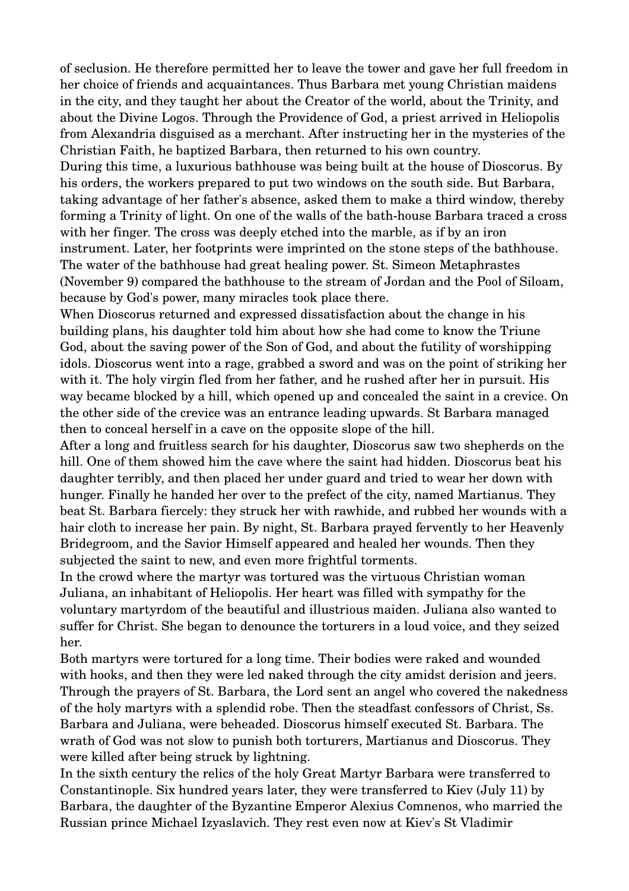of seclusion. He therefore permitted her to leave the tower and gave her full freedom in her choice of friends and acquaintances. Thus Barbara met young Christian maidens in the city, and they taught her about the Creator of the world, about the Trinity, and about the Divine Logos. Through the Providence of God, a priest arrived in Heliopolis from Alexandria disguised as a merchant. After instructing her in the mysteries of the Christian Faith, he baptized Barbara, then returned to his own country.

During this time, a luxurious bathhouse was being built at the house of Dioscorus. By his orders, the workers prepared to put two windows on the south side. But Barbara, taking advantage of her father's absence, asked them to make a third window, thereby forming a Trinity of light. On one of the walls of the bath-house Barbara traced a cross with her finger. The cross was deeply etched into the marble, as if by an iron instrument. Later, her footprints were imprinted on the stone steps of the bathhouse. The water of the bathhouse had great healing power. St. Simeon Metaphrastes (November 9) compared the bathhouse to the stream of Jordan and the Pool of Siloam, because by God's power, many miracles took place there.

When Dioscorus returned and expressed dissatisfaction about the change in his building plans, his daughter told him about how she had come to know the Triune God, about the saving power of the Son of God, and about the futility of worshipping idols. Dioscorus went into a rage, grabbed a sword and was on the point of striking her with it. The holy virgin fled from her father, and he rushed after her in pursuit. His way became blocked by a hill, which opened up and concealed the saint in a crevice. On the other side of the crevice was an entrance leading upwards. St Barbara managed then to conceal herself in a cave on the opposite slope of the hill.

After a long and fruitless search for his daughter, Dioscorus saw two shepherds on the hill. One of them showed him the cave where the saint had hidden. Dioscorus beat his daughter terribly, and then placed her under guard and tried to wear her down with hunger. Finally he handed her over to the prefect of the city, named Martianus. They beat St. Barbara fiercely: they struck her with rawhide, and rubbed her wounds with a hair cloth to increase her pain. By night, St. Barbara prayed fervently to her Heavenly Bridegroom, and the Savior Himself appeared and healed her wounds. Then they subjected the saint to new, and even more frightful torments.

In the crowd where the martyr was tortured was the virtuous Christian woman Juliana, an inhabitant of Heliopolis. Her heart was filled with sympathy for the voluntary martyrdom of the beautiful and illustrious maiden. Juliana also wanted to suffer for Christ. She began to denounce the torturers in a loud voice, and they seized her.

Both martyrs were tortured for a long time. Their bodies were raked and wounded with hooks, and then they were led naked through the city amidst derision and jeers. Through the prayers of St. Barbara, the Lord sent an angel who covered the nakedness of the holy martyrs with a splendid robe. Then the steadfast confessors of Christ, Ss. Barbara and Juliana, were beheaded. Dioscorus himself executed St. Barbara. The wrath of God was not slow to punish both torturers, Martianus and Dioscorus. They were killed after being struck by lightning.

In the sixth century the relics of the holy Great Martyr Barbara were transferred to Constantinople. Six hundred years later, they were transferred to Kiev (July 11) by Barbara, the daughter of the Byzantine Emperor Alexius Comnenos, who married the Russian prince Michael Izyaslavich. They rest even now at Kiev's St Vladimir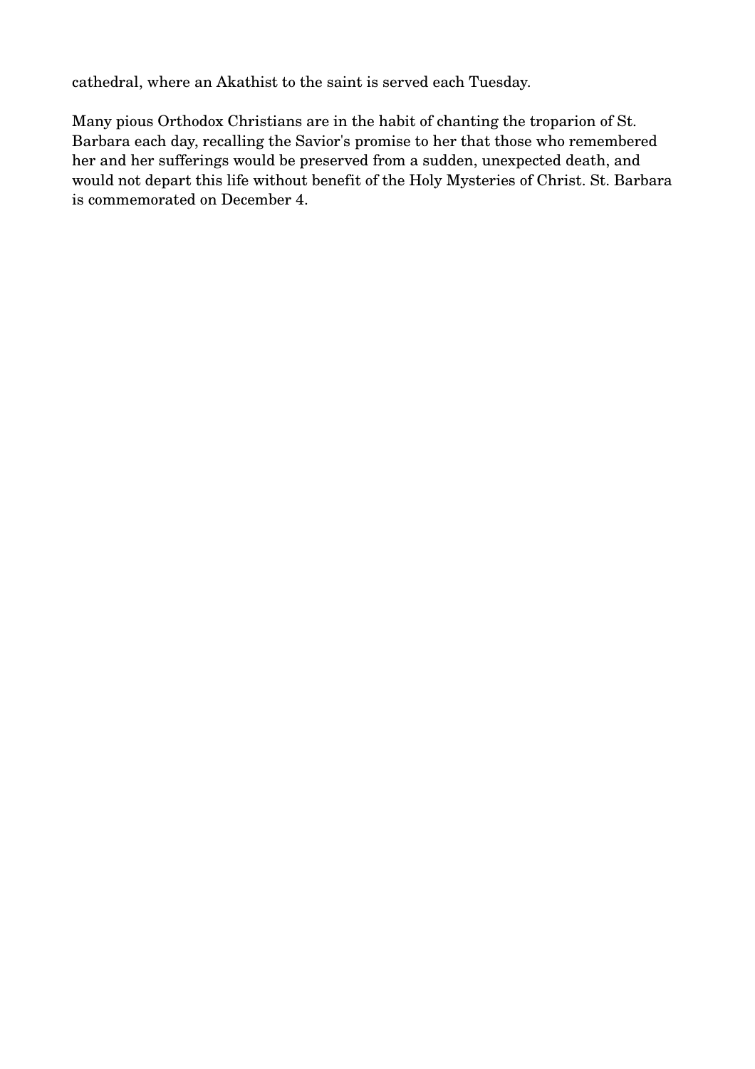cathedral, where an Akathist to the saint is served each Tuesday.

Many pious Orthodox Christians are in the habit of chanting the troparion of St. Barbara each day, recalling the Savior's promise to her that those who remembered her and her sufferings would be preserved from a sudden, unexpected death, and would not depart this life without benefit of the Holy Mysteries of Christ. St. Barbara is commemorated on December 4.